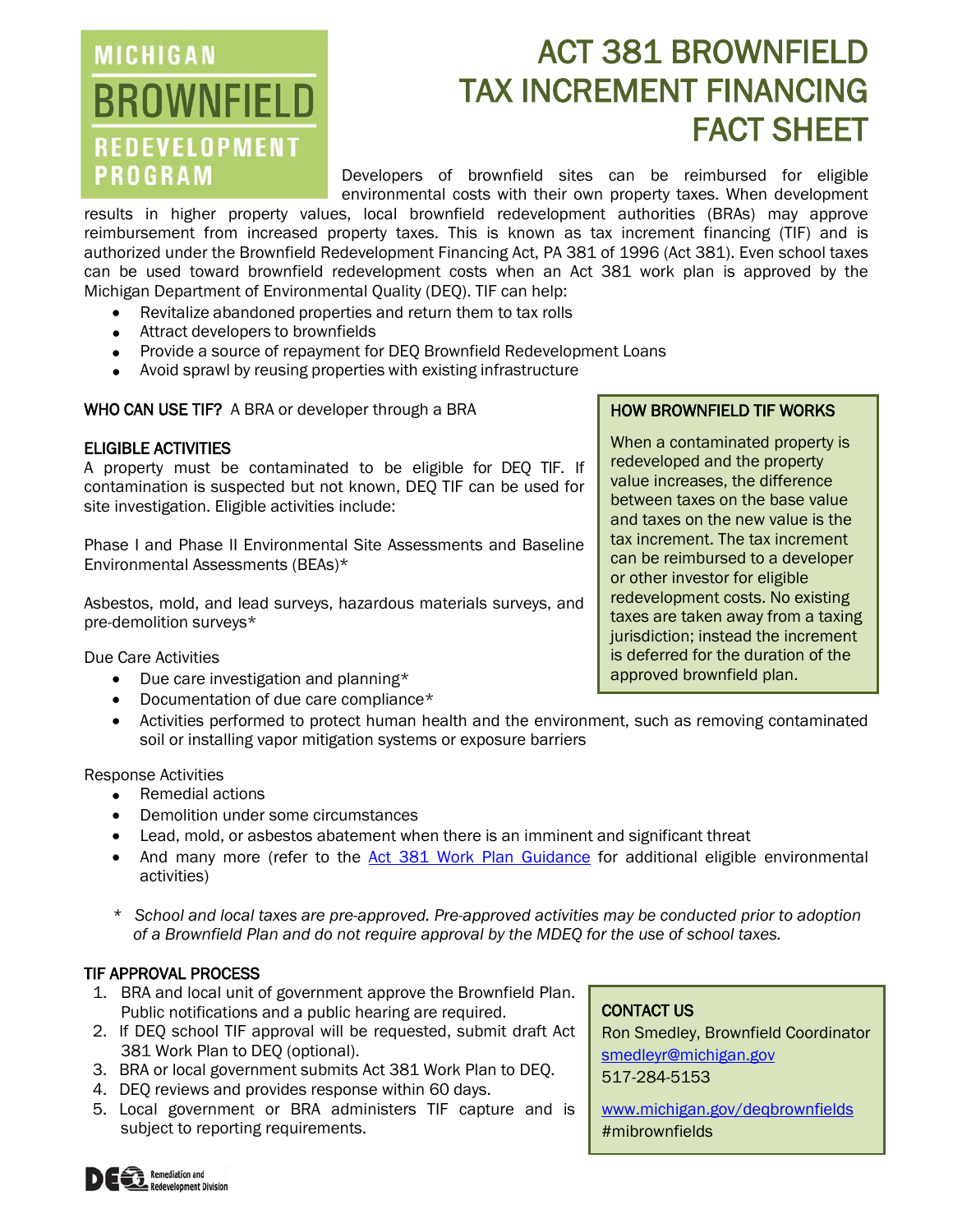MICHIGAN BROWNFIELD REDEVELOPMENT PROGRAM

# ACT 381 BROWNFIELD TAX INCREMENT FINANCING FACT SHEET

Developers of brownfield sites can be reimbursed for eligible environmental costs with their own property taxes. When development results in higher property values, local brownfield redevelopment authorities (BRAs) may approve reimbursement from increased property taxes. This is known as tax increment financing (TIF) and is authorized under the Brownfield Redevelopment Financing Act, PA 381 of 1996 (Act 381). Even school taxes can be used toward brownfield redevelopment costs when an Act 381 work plan is approved by the Michigan Department of Environmental Quality (DEQ). TIF can help:

- Revitalize abandoned properties and return them to tax rolls
- Attract developers to brownfields
- Provide a source of repayment for DEQ Brownfield Redevelopment Loans
- Avoid sprawl by reusing properties with existing infrastructure

**WHO CAN USE TIF?** A BRA or developer through a BRA

## ELIGIBLE ACTIVITIES

A property must be contaminated to be eligible for DEQ TIF. If contamination is suspected but not known, DEQ TIF can be used for site investigation. Eligible activities include:

Phase I and Phase II Environmental Site Assessments and Baseline Environmental Assessments (BEAs)*

Asbestos, mold, and lead surveys, hazardous materials surveys, and pre-demolition surveys*

Due Care Activities

- Due care investigation and planning*
- Documentation of due care compliance*
- Activities performed to protect human health and the environment, such as removing contaminated soil or installing vapor mitigation systems or exposure barriers

Response Activities

- Remedial actions
- Demolition under some circumstances
- Lead, mold, or asbestos abatement when there is an imminent and significant threat
- And many more (refer to the [Act 381 Work Plan Guidance]() for additional eligible environmental activities)

\* *School and local taxes are pre-approved. Pre-approved activities may be conducted prior to adoption of a Brownfield Plan and do not require approval by the MDEQ for the use of school taxes.*

## HOW BROWNFIELD TIF WORKS

When a contaminated property is redeveloped and the property value increases, the difference between taxes on the base value and taxes on the new value is the tax increment. The tax increment can be reimbursed to a developer or other investor for eligible redevelopment costs. No existing taxes are taken away from a taxing jurisdiction; instead the increment is deferred for the duration of the approved brownfield plan.

## TIF APPROVAL PROCESS

1. BRA and local unit of government approve the Brownfield Plan. Public notifications and a public hearing are required.
2. If DEQ school TIF approval will be requested, submit draft Act 381 Work Plan to DEQ (optional).
3. BRA or local government submits Act 381 Work Plan to DEQ.
4. DEQ reviews and provides response within 60 days.
5. Local government or BRA administers TIF capture and is subject to reporting requirements.

## CONTACT US

Ron Smedley, Brownfield Coordinator
smedleyr@michigan.gov
517-284-5153

www.michigan.gov/deqbrownfields
#mibrownfields

DEQ Remediation and Redevelopment Division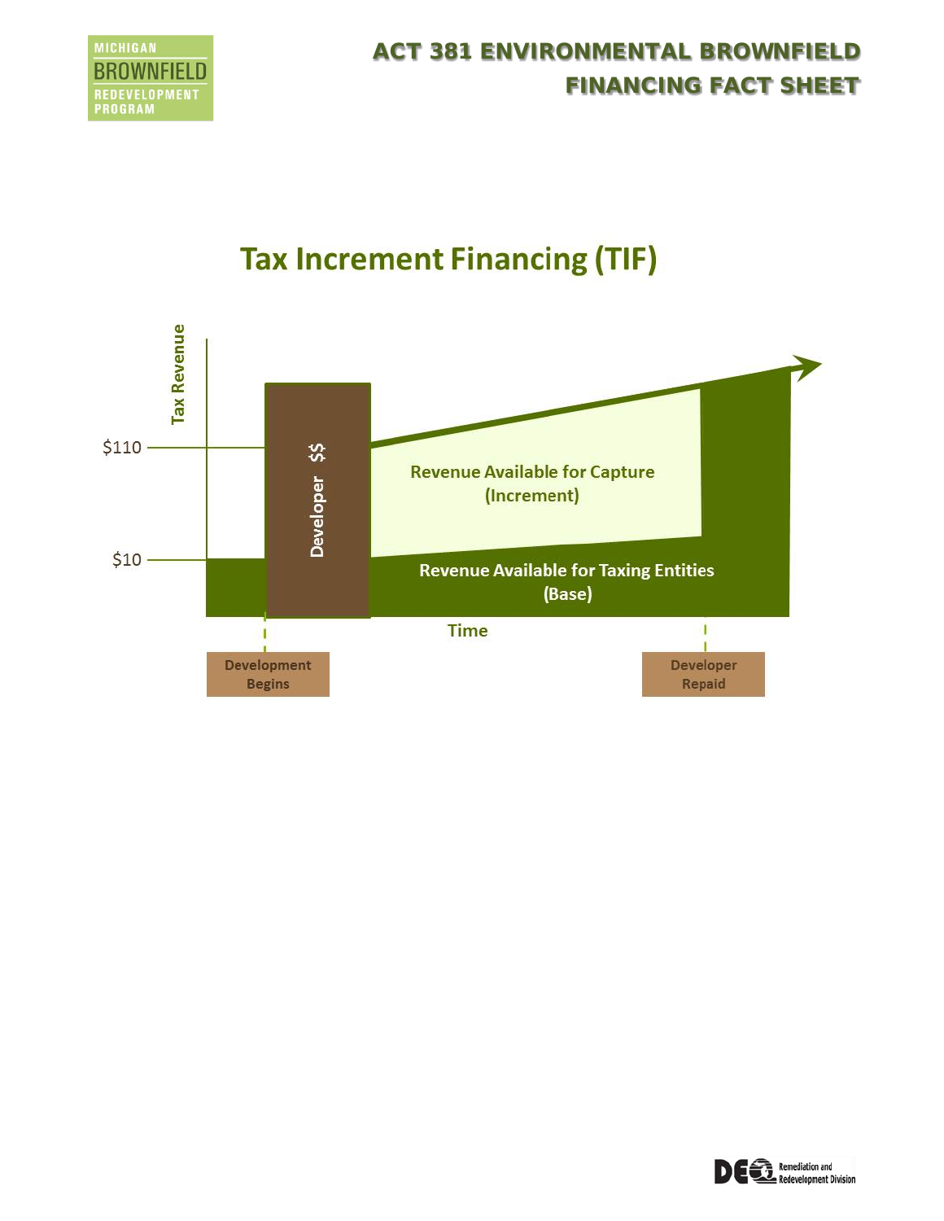## Tax Increment Financing (TIF)

Tax Revenue

$110

$10

Developer $$

Revenue Available for Capture (Increment)

Revenue Available for Taxing Entities (Base)

Time

Development Begins

Developer Repaid